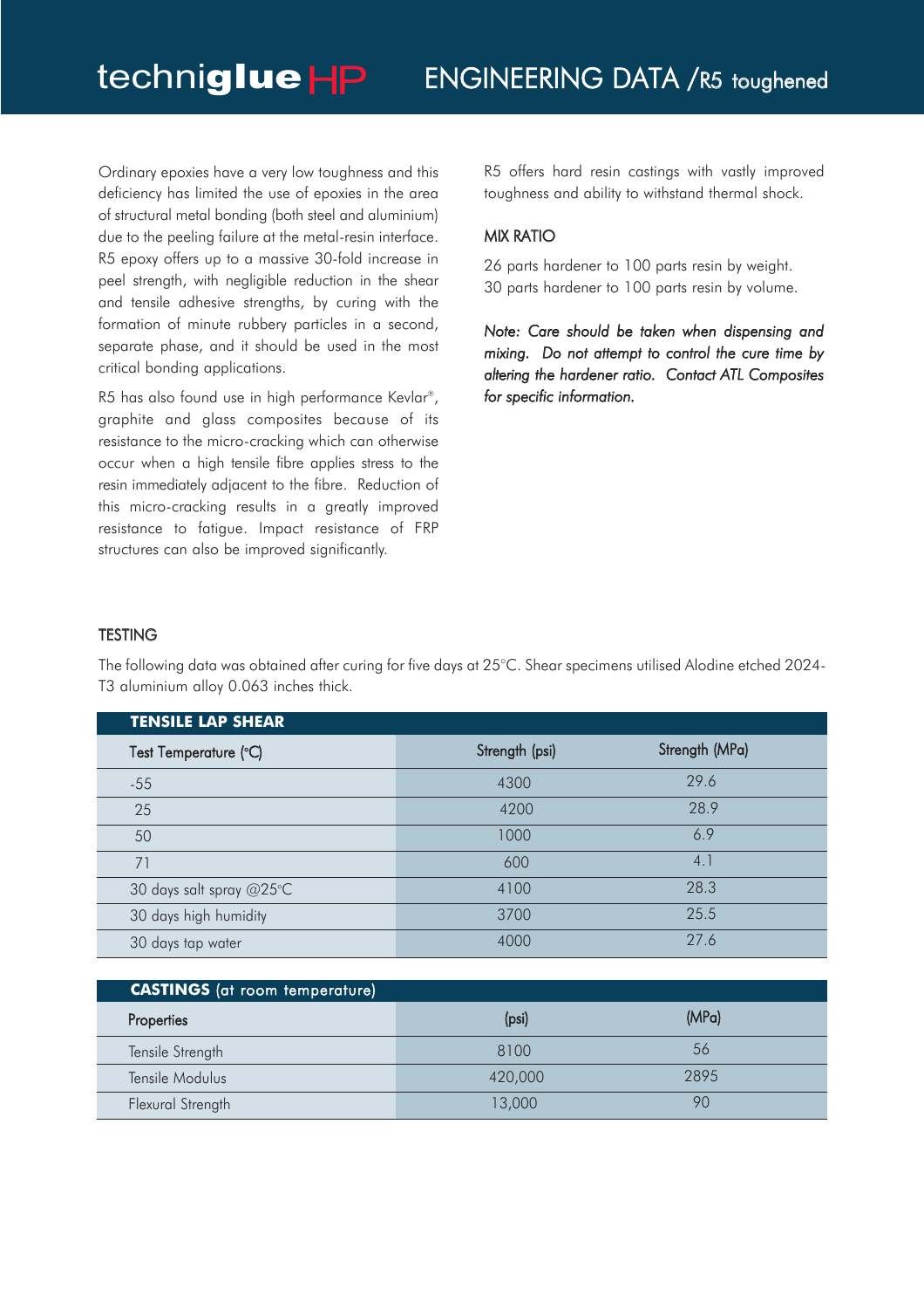# techniglue HP — ENGINEERING DATA / R5 toughened

Ordinary epoxies have a very low toughness and this deficiency has limited the use of epoxies in the area of structural metal bonding (both steel and aluminium) due to the peeling failure at the metal-resin interface. R5 epoxy offers up to a massive 30-fold increase in peel strength, with negligible reduction in the shear and tensile adhesive strengths, by curing with the formation of minute rubbery particles in a second, separate phase, and it should be used in the most critical bonding applications.

R5 has also found use in high performance Kevlar®, graphite and glass composites because of its resistance to the micro-cracking which can otherwise occur when a high tensile fibre applies stress to the resin immediately adjacent to the fibre. Reduction of this micro-cracking results in a greatly improved resistance to fatigue. Impact resistance of FRP structures can also be improved significantly.

R5 offers hard resin castings with vastly improved toughness and ability to withstand thermal shock.

## MIX RATIO

26 parts hardener to 100 parts resin by weight.
30 parts hardener to 100 parts resin by volume.

*Note: Care should be taken when dispensing and mixing. Do not attempt to control the cure time by altering the hardener ratio. Contact ATL Composites for specific information.*

## TESTING

The following data was obtained after curing for five days at 25°C. Shear specimens utilised Alodine etched 2024-T3 aluminium alloy 0.063 inches thick.

**TENSILE LAP SHEAR**

| Test Temperature (°C) | Strength (psi) | Strength (MPa) |
|---|---|---|
| -55 | 4300 | 29.6 |
| 25 | 4200 | 28.9 |
| 50 | 1000 | 6.9 |
| 71 | 600 | 4.1 |
| 30 days salt spray @25°C | 4100 | 28.3 |
| 30 days high humidity | 3700 | 25.5 |
| 30 days tap water | 4000 | 27.6 |

**CASTINGS** (at room temperature)

| Properties | (psi) | (MPa) |
|---|---|---|
| Tensile Strength | 8100 | 56 |
| Tensile Modulus | 420,000 | 2895 |
| Flexural Strength | 13,000 | 90 |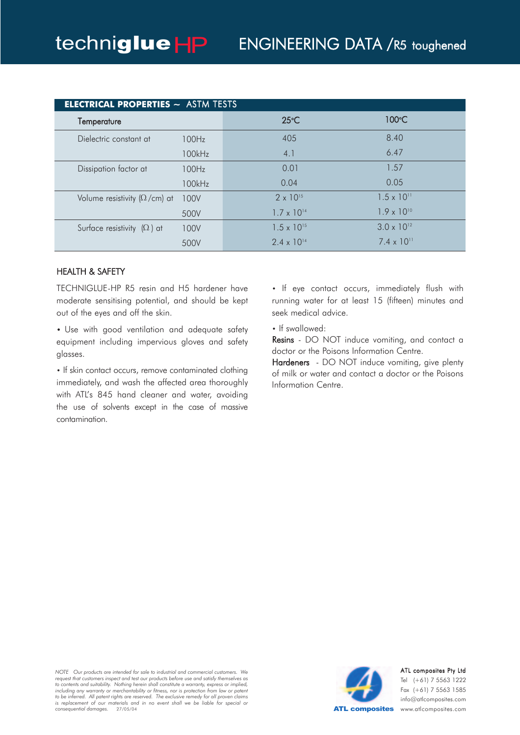# techniglue HP ENGINEERING DATA / R5 toughened

| ELECTRICAL PROPERTIES ~ ASTM TESTS | | | |
|---|---|---|---|
| Temperature | | 25°C | 100°C |
| Dielectric constant at | 100Hz | 405 | 8.40 |
| | 100kHz | 4.1 | 6.47 |
| Dissipation factor at | 100Hz | 0.01 | 1.57 |
| | 100kHz | 0.04 | 0.05 |
| Volume resistivity (Ω/cm) at | 100V | $2 \times 10^{15}$ | $1.5 \times 10^{11}$ |
| | 500V | $1.7 \times 10^{14}$ | $1.9 \times 10^{10}$ |
| Surface resistivity (Ω) at | 100V | $1.5 \times 10^{15}$ | $3.0 \times 10^{12}$ |
| | 500V | $2.4 \times 10^{14}$ | $7.4 \times 10^{11}$ |

## HEALTH & SAFETY

TECHNIGLUE-HP R5 resin and H5 hardener have moderate sensitising potential, and should be kept out of the eyes and off the skin.

• Use with good ventilation and adequate safety equipment including impervious gloves and safety glasses.

• If skin contact occurs, remove contaminated clothing immediately, and wash the affected area thoroughly with ATL's 845 hand cleaner and water, avoiding the use of solvents except in the case of massive contamination.

• If eye contact occurs, immediately flush with running water for at least 15 (fifteen) minutes and seek medical advice.

• If swallowed:

**Resins** - DO NOT induce vomiting, and contact a doctor or the Poisons Information Centre.

**Hardeners** - DO NOT induce vomiting, give plenty of milk or water and contact a doctor or the Poisons Information Centre.

*NOTE Our products are intended for sale to industrial and commercial customers. We request that customers inspect and test our products before use and satisfy themselves as to contents and suitability. Nothing herein shall constitute a warranty, express or implied, including any warranty or merchantability or fitness, nor is protection from law or patent to be inferred. All patent rights are reserved. The exclusive remedy for all proven claims is replacement of our materials and in no event shall we be liable for special or consequential damages.* 27/05/04

ATL composites

ATL composites Pty Ltd
Tel (+61) 7 5563 1222
Fax (+61) 7 5563 1585
info@atlcomposites.com
www.atlcomposites.com